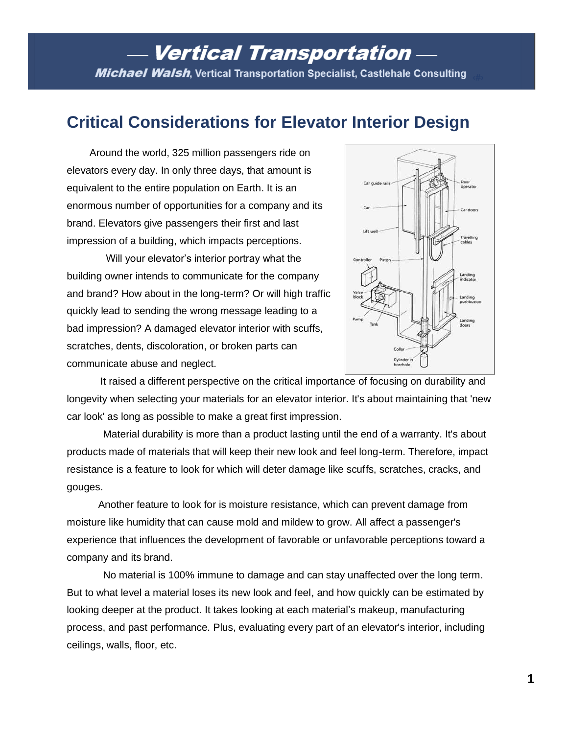## — Vertical Transportation —

**Michael Walsh**, Vertical Transportation Specialist, Castlehale Consulting

# Critical Considerations for Elevator Interior Design

Around the world, 325 million passengers ride on elevators every day. In only three days, that amount is equivalent to the entire population on Earth. It is an enormous number of opportunities for a company and its brand. Elevators give passengers their first and last impression of a building, which impacts perceptions.

Will your elevator's interior portray what the building owner intends to communicate for the company and brand? How about in the long-term? Or will high traffic quickly lead to sending the wrong message leading to a bad impression? A damaged elevator interior with scuffs, scratches, dents, discoloration, or broken parts can communicate abuse and neglect.

It raised a different perspective on the critical importance of focusing on durability and longevity when selecting your materials for an elevator interior. It's about maintaining that 'new car look' as long as possible to make a great first impression.

Material durability is more than a product lasting until the end of a warranty. It's about products made of materials that will keep their new look and feel long-term. Therefore, impact resistance is a feature to look for which will deter damage like scuffs, scratches, cracks, and gouges.

Another feature to look for is moisture resistance, which can prevent damage from moisture like humidity that can cause mold and mildew to grow. All affect a passenger's experience that influences the development of favorable or unfavorable perceptions toward a company and its brand.

No material is 100% immune to damage and can stay unaffected over the long term. But to what level a material loses its new look and feel, and how quickly can be estimated by looking deeper at the product. It takes looking at each material's makeup, manufacturing process, and past performance. Plus, evaluating every part of an elevator's interior, including ceilings, walls, floor, etc.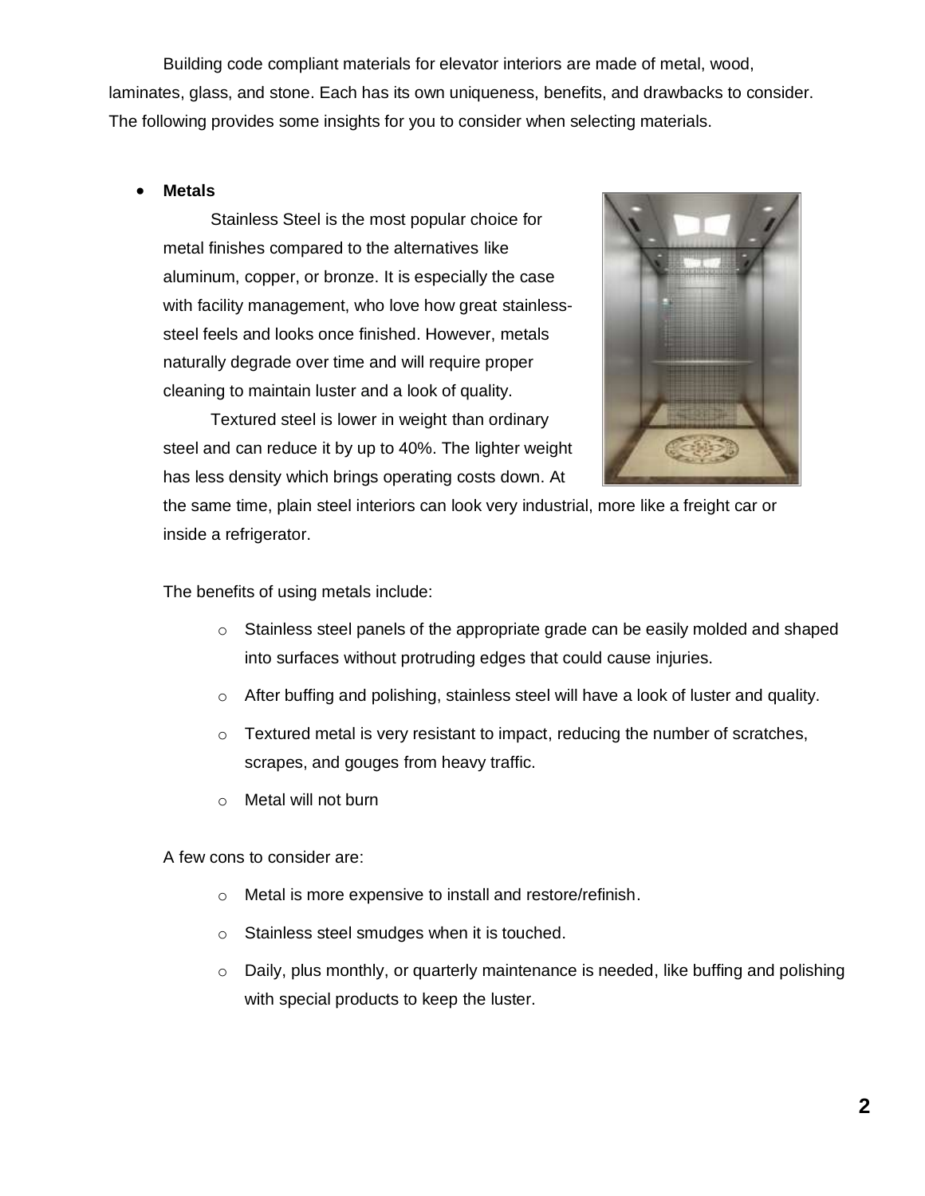Building code compliant materials for elevator interiors are made of metal, wood, laminates, glass, and stone. Each has its own uniqueness, benefits, and drawbacks to consider. The following provides some insights for you to consider when selecting materials.

- **Metals**

  Stainless Steel is the most popular choice for metal finishes compared to the alternatives like aluminum, copper, or bronze. It is especially the case with facility management, who love how great stainless-steel feels and looks once finished. However, metals naturally degrade over time and will require proper cleaning to maintain luster and a look of quality.

  Textured steel is lower in weight than ordinary steel and can reduce it by up to 40%. The lighter weight has less density which brings operating costs down. At the same time, plain steel interiors can look very industrial, more like a freight car or inside a refrigerator.

  The benefits of using metals include:

  - Stainless steel panels of the appropriate grade can be easily molded and shaped into surfaces without protruding edges that could cause injuries.
  - After buffing and polishing, stainless steel will have a look of luster and quality.
  - Textured metal is very resistant to impact, reducing the number of scratches, scrapes, and gouges from heavy traffic.
  - Metal will not burn

  A few cons to consider are:

  - Metal is more expensive to install and restore/refinish.
  - Stainless steel smudges when it is touched.
  - Daily, plus monthly, or quarterly maintenance is needed, like buffing and polishing with special products to keep the luster.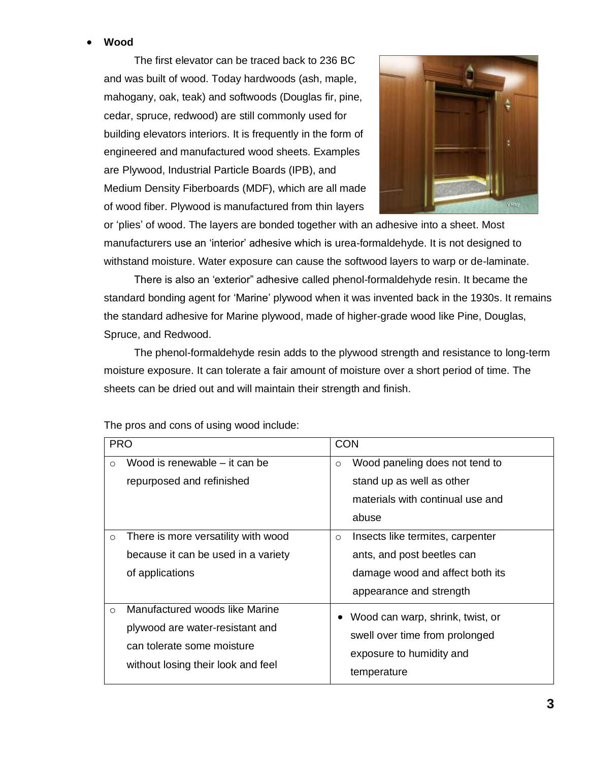- **Wood**

The first elevator can be traced back to 236 BC and was built of wood. Today hardwoods (ash, maple, mahogany, oak, teak) and softwoods (Douglas fir, pine, cedar, spruce, redwood) are still commonly used for building elevators interiors. It is frequently in the form of engineered and manufactured wood sheets. Examples are Plywood, Industrial Particle Boards (IPB), and Medium Density Fiberboards (MDF), which are all made of wood fiber. Plywood is manufactured from thin layers or 'plies' of wood. The layers are bonded together with an adhesive into a sheet. Most manufacturers use an 'interior' adhesive which is urea-formaldehyde. It is not designed to withstand moisture. Water exposure can cause the softwood layers to warp or de-laminate.

There is also an 'exterior" adhesive called phenol-formaldehyde resin. It became the standard bonding agent for 'Marine' plywood when it was invented back in the 1930s. It remains the standard adhesive for Marine plywood, made of higher-grade wood like Pine, Douglas, Spruce, and Redwood.

The phenol-formaldehyde resin adds to the plywood strength and resistance to long-term moisture exposure. It can tolerate a fair amount of moisture over a short period of time. The sheets can be dried out and will maintain their strength and finish.

The pros and cons of using wood include:

| PRO | CON |
| --- | --- |
| ○ Wood is renewable – it can be repurposed and refinished | ○ Wood paneling does not tend to stand up as well as other materials with continual use and abuse |
| ○ There is more versatility with wood because it can be used in a variety of applications | ○ Insects like termites, carpenter ants, and post beetles can damage wood and affect both its appearance and strength |
| ○ Manufactured woods like Marine plywood are water-resistant and can tolerate some moisture without losing their look and feel | • Wood can warp, shrink, twist, or swell over time from prolonged exposure to humidity and temperature |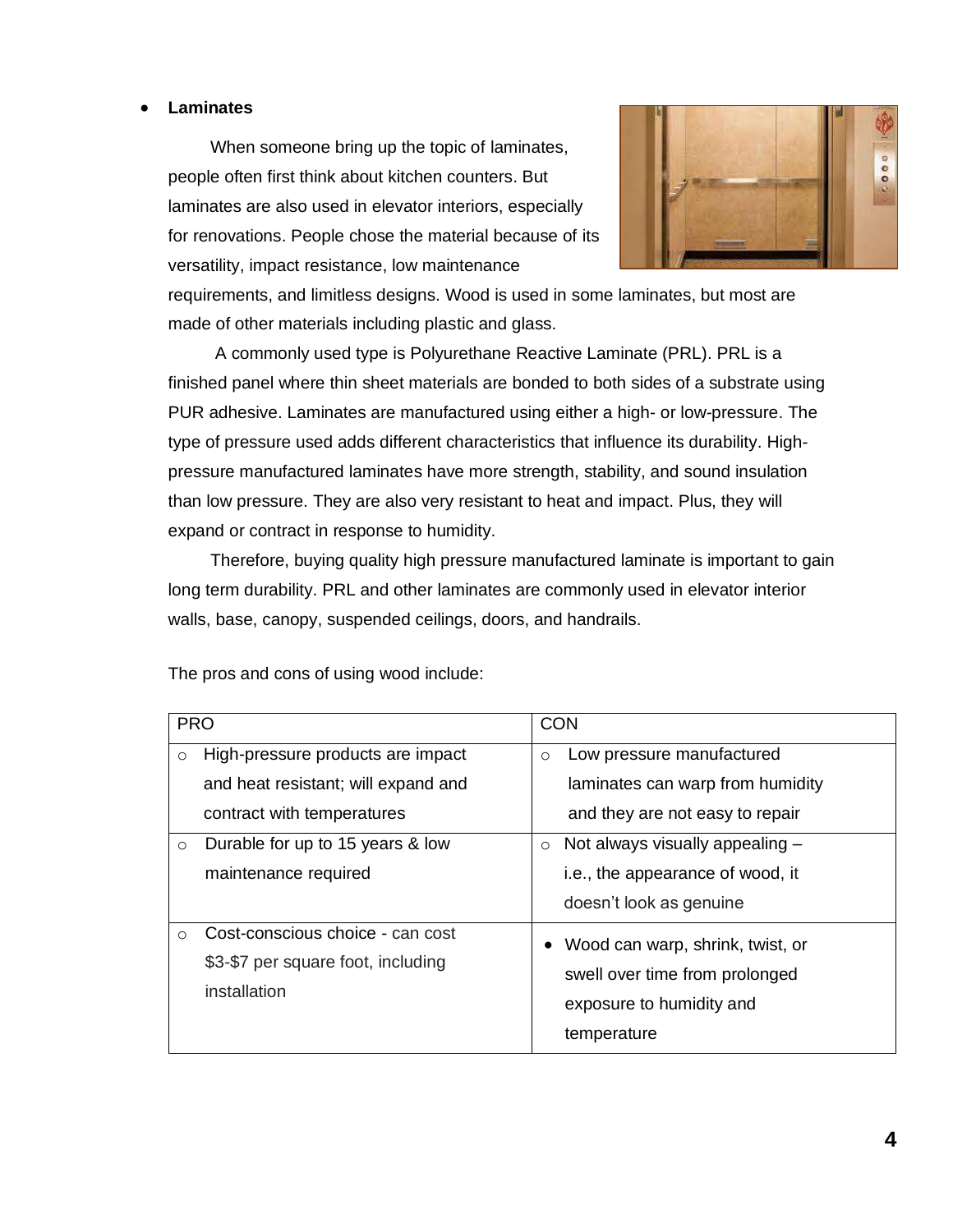- **Laminates**

When someone bring up the topic of laminates, people often first think about kitchen counters. But laminates are also used in elevator interiors, especially for renovations. People chose the material because of its versatility, impact resistance, low maintenance requirements, and limitless designs. Wood is used in some laminates, but most are made of other materials including plastic and glass.

A commonly used type is Polyurethane Reactive Laminate (PRL). PRL is a finished panel where thin sheet materials are bonded to both sides of a substrate using PUR adhesive. Laminates are manufactured using either a high- or low-pressure. The type of pressure used adds different characteristics that influence its durability. High-pressure manufactured laminates have more strength, stability, and sound insulation than low pressure. They are also very resistant to heat and impact. Plus, they will expand or contract in response to humidity.

Therefore, buying quality high pressure manufactured laminate is important to gain long term durability. PRL and other laminates are commonly used in elevator interior walls, base, canopy, suspended ceilings, doors, and handrails.

The pros and cons of using wood include:

| PRO | CON |
|---|---|
| ○ High-pressure products are impact and heat resistant; will expand and contract with temperatures | ○ Low pressure manufactured laminates can warp from humidity and they are not easy to repair |
| ○ Durable for up to 15 years & low maintenance required | ○ Not always visually appealing – i.e., the appearance of wood, it doesn't look as genuine |
| ○ Cost-conscious choice - can cost $3-$7 per square foot, including installation | • Wood can warp, shrink, twist, or swell over time from prolonged exposure to humidity and temperature |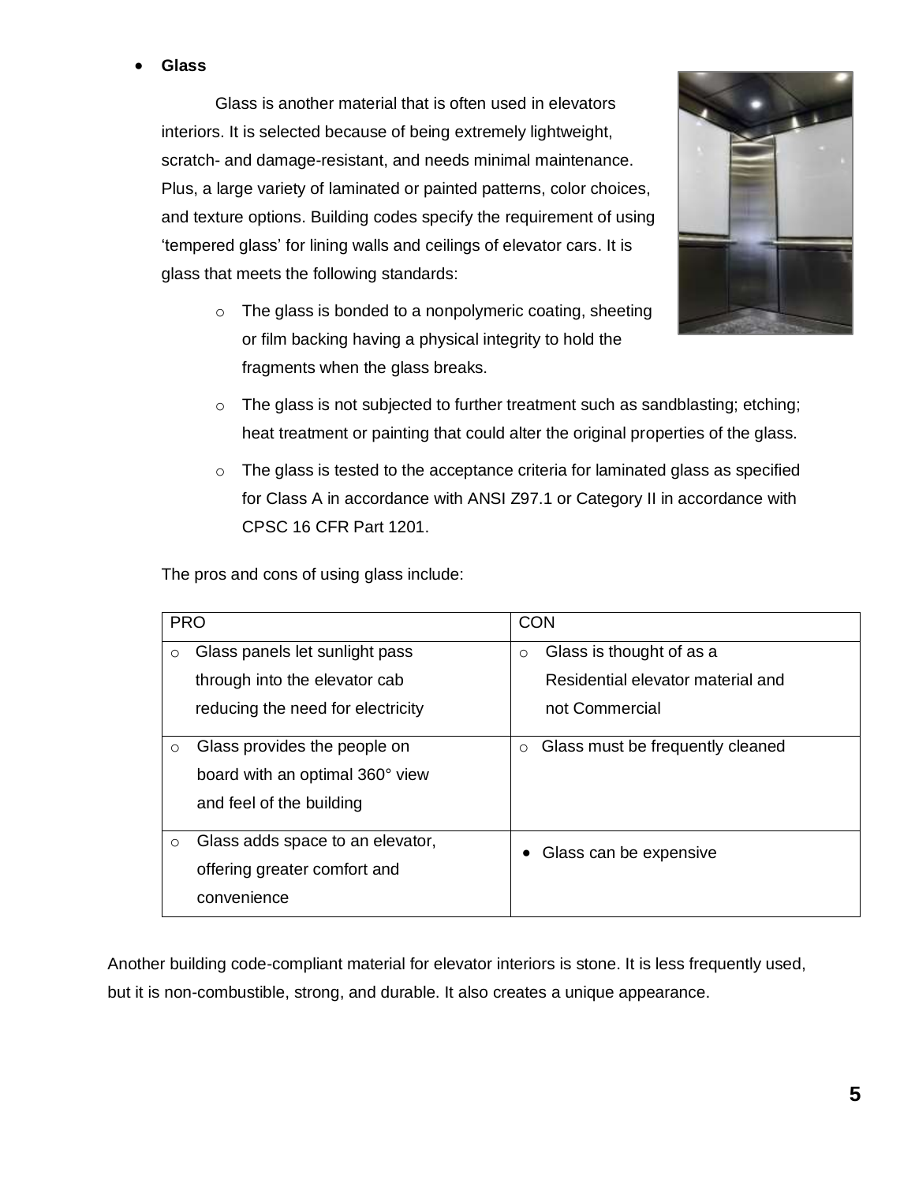- **Glass**

  Glass is another material that is often used in elevators interiors. It is selected because of being extremely lightweight, scratch- and damage-resistant, and needs minimal maintenance. Plus, a large variety of laminated or painted patterns, color choices, and texture options. Building codes specify the requirement of using 'tempered glass' for lining walls and ceilings of elevator cars. It is glass that meets the following standards:

  - The glass is bonded to a nonpolymeric coating, sheeting or film backing having a physical integrity to hold the fragments when the glass breaks.
  - The glass is not subjected to further treatment such as sandblasting; etching; heat treatment or painting that could alter the original properties of the glass.
  - The glass is tested to the acceptance criteria for laminated glass as specified for Class A in accordance with ANSI Z97.1 or Category II in accordance with CPSC 16 CFR Part 1201.

  The pros and cons of using glass include:

| PRO | CON |
| --- | --- |
| Glass panels let sunlight pass through into the elevator cab reducing the need for electricity | Glass is thought of as a Residential elevator material and not Commercial |
| Glass provides the people on board with an optimal 360° view and feel of the building | Glass must be frequently cleaned |
| Glass adds space to an elevator, offering greater comfort and convenience | Glass can be expensive |

Another building code-compliant material for elevator interiors is stone. It is less frequently used, but it is non-combustible, strong, and durable. It also creates a unique appearance.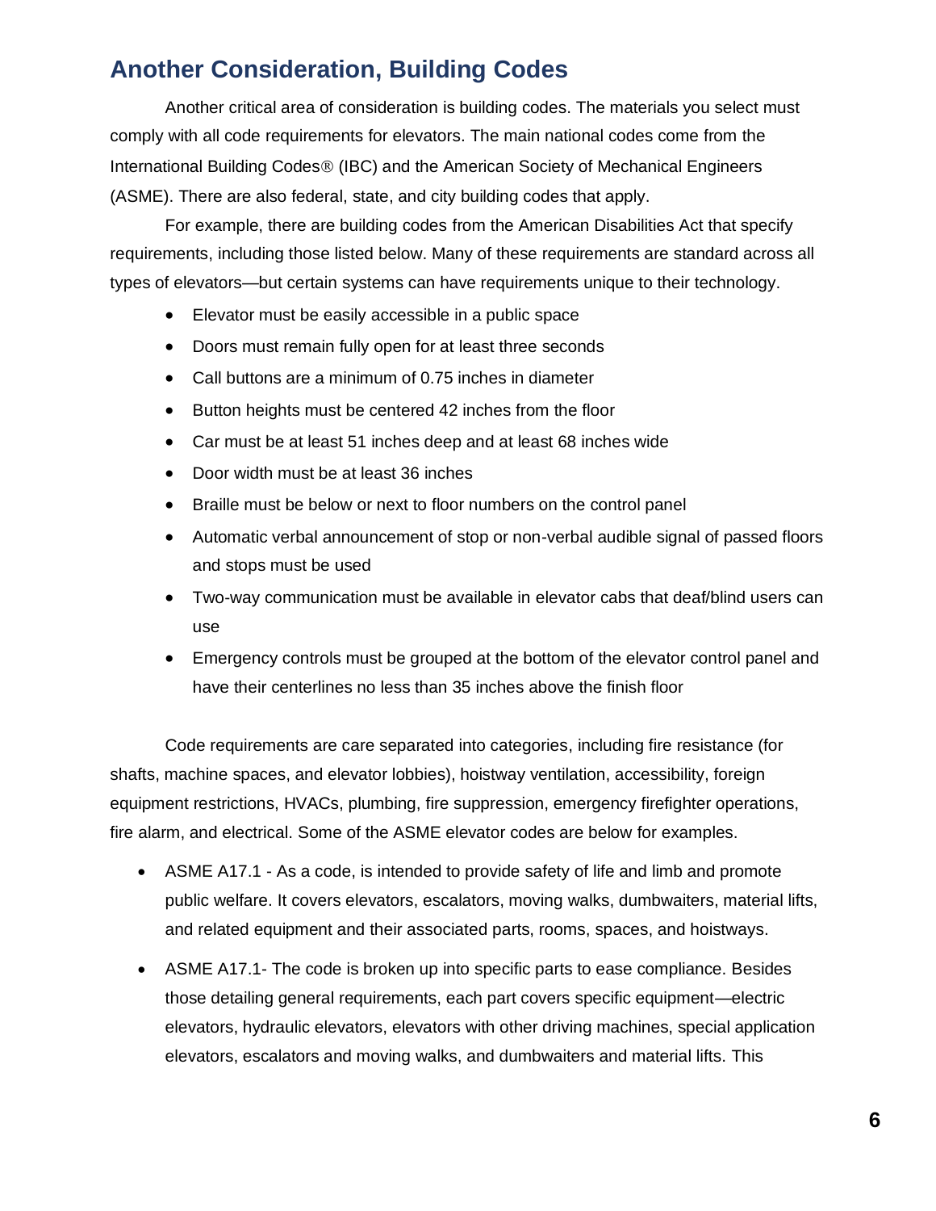## Another Consideration, Building Codes

Another critical area of consideration is building codes. The materials you select must comply with all code requirements for elevators. The main national codes come from the International Building Codes® (IBC) and the American Society of Mechanical Engineers (ASME). There are also federal, state, and city building codes that apply.

For example, there are building codes from the American Disabilities Act that specify requirements, including those listed below. Many of these requirements are standard across all types of elevators—but certain systems can have requirements unique to their technology.

- Elevator must be easily accessible in a public space
- Doors must remain fully open for at least three seconds
- Call buttons are a minimum of 0.75 inches in diameter
- Button heights must be centered 42 inches from the floor
- Car must be at least 51 inches deep and at least 68 inches wide
- Door width must be at least 36 inches
- Braille must be below or next to floor numbers on the control panel
- Automatic verbal announcement of stop or non-verbal audible signal of passed floors and stops must be used
- Two-way communication must be available in elevator cabs that deaf/blind users can use
- Emergency controls must be grouped at the bottom of the elevator control panel and have their centerlines no less than 35 inches above the finish floor

Code requirements are care separated into categories, including fire resistance (for shafts, machine spaces, and elevator lobbies), hoistway ventilation, accessibility, foreign equipment restrictions, HVACs, plumbing, fire suppression, emergency firefighter operations, fire alarm, and electrical. Some of the ASME elevator codes are below for examples.

- ASME A17.1 - As a code, is intended to provide safety of life and limb and promote public welfare. It covers elevators, escalators, moving walks, dumbwaiters, material lifts, and related equipment and their associated parts, rooms, spaces, and hoistways.
- ASME A17.1- The code is broken up into specific parts to ease compliance. Besides those detailing general requirements, each part covers specific equipment—electric elevators, hydraulic elevators, elevators with other driving machines, special application elevators, escalators and moving walks, and dumbwaiters and material lifts. This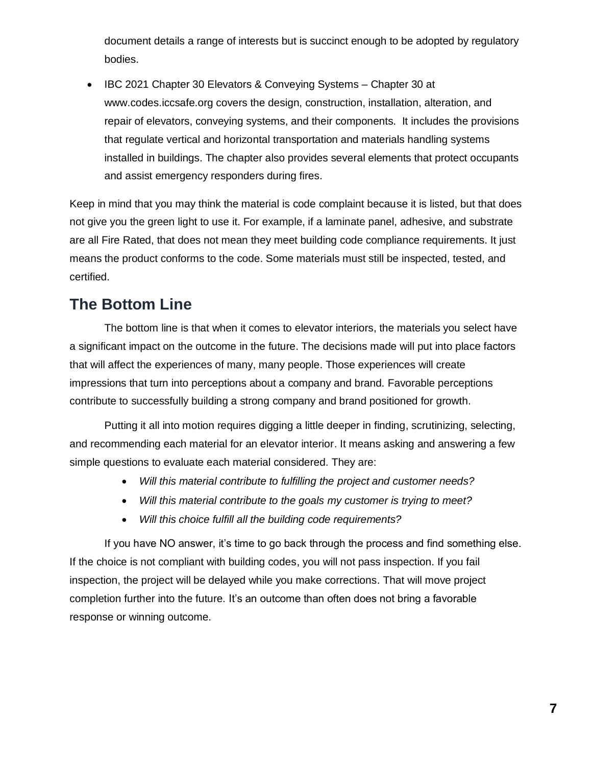document details a range of interests but is succinct enough to be adopted by regulatory bodies.

- IBC 2021 Chapter 30 Elevators & Conveying Systems – Chapter 30 at www.codes.iccsafe.org covers the design, construction, installation, alteration, and repair of elevators, conveying systems, and their components. It includes the provisions that regulate vertical and horizontal transportation and materials handling systems installed in buildings. The chapter also provides several elements that protect occupants and assist emergency responders during fires.

Keep in mind that you may think the material is code complaint because it is listed, but that does not give you the green light to use it. For example, if a laminate panel, adhesive, and substrate are all Fire Rated, that does not mean they meet building code compliance requirements. It just means the product conforms to the code. Some materials must still be inspected, tested, and certified.

## The Bottom Line

The bottom line is that when it comes to elevator interiors, the materials you select have a significant impact on the outcome in the future. The decisions made will put into place factors that will affect the experiences of many, many people. Those experiences will create impressions that turn into perceptions about a company and brand. Favorable perceptions contribute to successfully building a strong company and brand positioned for growth.

Putting it all into motion requires digging a little deeper in finding, scrutinizing, selecting, and recommending each material for an elevator interior. It means asking and answering a few simple questions to evaluate each material considered. They are:

- *Will this material contribute to fulfilling the project and customer needs?*
- *Will this material contribute to the goals my customer is trying to meet?*
- *Will this choice fulfill all the building code requirements?*

If you have NO answer, it's time to go back through the process and find something else. If the choice is not compliant with building codes, you will not pass inspection. If you fail inspection, the project will be delayed while you make corrections. That will move project completion further into the future. It's an outcome than often does not bring a favorable response or winning outcome.